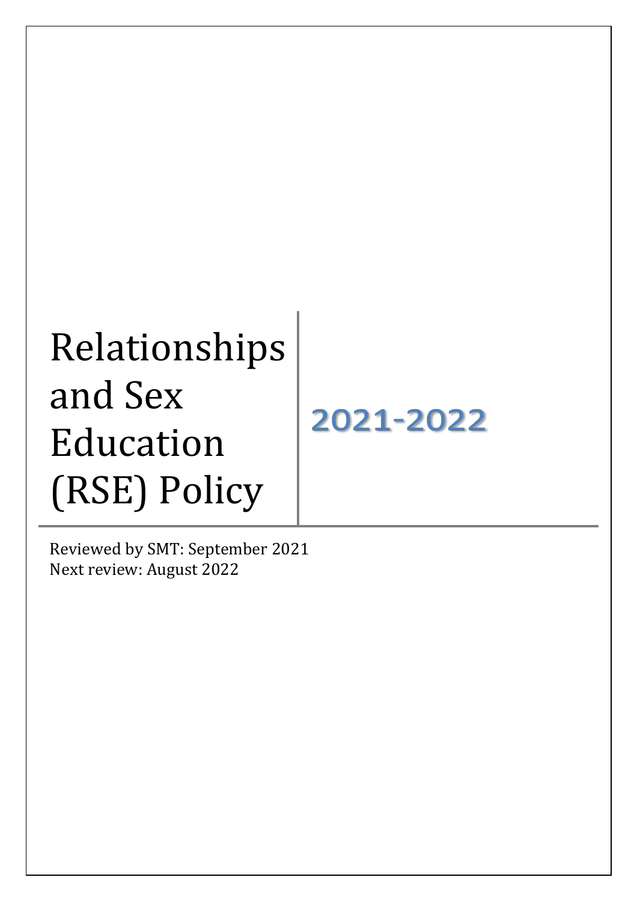# Relationships and Sex Education (RSE) Policy

**2021-2022**

Reviewed by SMT: September 2021
Next review: August 2022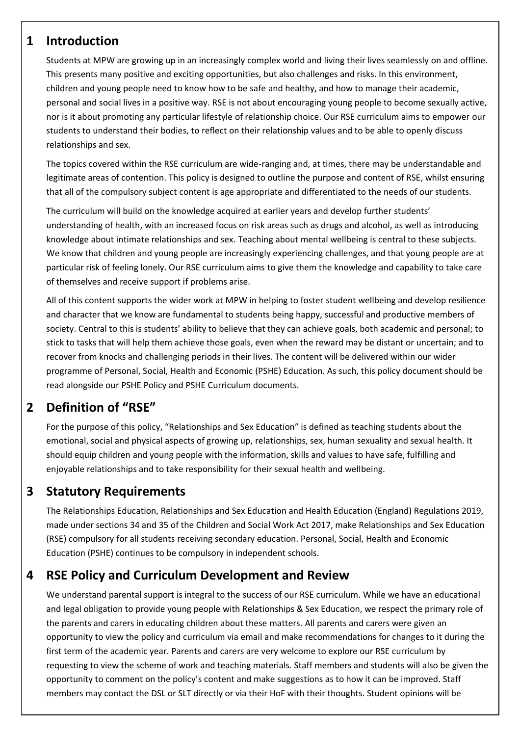## 1 Introduction

Students at MPW are growing up in an increasingly complex world and living their lives seamlessly on and offline. This presents many positive and exciting opportunities, but also challenges and risks. In this environment, children and young people need to know how to be safe and healthy, and how to manage their academic, personal and social lives in a positive way. RSE is not about encouraging young people to become sexually active, nor is it about promoting any particular lifestyle of relationship choice. Our RSE curriculum aims to empower our students to understand their bodies, to reflect on their relationship values and to be able to openly discuss relationships and sex.

The topics covered within the RSE curriculum are wide-ranging and, at times, there may be understandable and legitimate areas of contention. This policy is designed to outline the purpose and content of RSE, whilst ensuring that all of the compulsory subject content is age appropriate and differentiated to the needs of our students.

The curriculum will build on the knowledge acquired at earlier years and develop further students' understanding of health, with an increased focus on risk areas such as drugs and alcohol, as well as introducing knowledge about intimate relationships and sex. Teaching about mental wellbeing is central to these subjects. We know that children and young people are increasingly experiencing challenges, and that young people are at particular risk of feeling lonely. Our RSE curriculum aims to give them the knowledge and capability to take care of themselves and receive support if problems arise.

All of this content supports the wider work at MPW in helping to foster student wellbeing and develop resilience and character that we know are fundamental to students being happy, successful and productive members of society. Central to this is students' ability to believe that they can achieve goals, both academic and personal; to stick to tasks that will help them achieve those goals, even when the reward may be distant or uncertain; and to recover from knocks and challenging periods in their lives. The content will be delivered within our wider programme of Personal, Social, Health and Economic (PSHE) Education. As such, this policy document should be read alongside our PSHE Policy and PSHE Curriculum documents.

## 2 Definition of "RSE"

For the purpose of this policy, "Relationships and Sex Education" is defined as teaching students about the emotional, social and physical aspects of growing up, relationships, sex, human sexuality and sexual health. It should equip children and young people with the information, skills and values to have safe, fulfilling and enjoyable relationships and to take responsibility for their sexual health and wellbeing.

## 3 Statutory Requirements

The Relationships Education, Relationships and Sex Education and Health Education (England) Regulations 2019, made under sections 34 and 35 of the Children and Social Work Act 2017, make Relationships and Sex Education (RSE) compulsory for all students receiving secondary education. Personal, Social, Health and Economic Education (PSHE) continues to be compulsory in independent schools.

## 4 RSE Policy and Curriculum Development and Review

We understand parental support is integral to the success of our RSE curriculum. While we have an educational and legal obligation to provide young people with Relationships & Sex Education, we respect the primary role of the parents and carers in educating children about these matters. All parents and carers were given an opportunity to view the policy and curriculum via email and make recommendations for changes to it during the first term of the academic year. Parents and carers are very welcome to explore our RSE curriculum by requesting to view the scheme of work and teaching materials. Staff members and students will also be given the opportunity to comment on the policy's content and make suggestions as to how it can be improved. Staff members may contact the DSL or SLT directly or via their HoF with their thoughts. Student opinions will be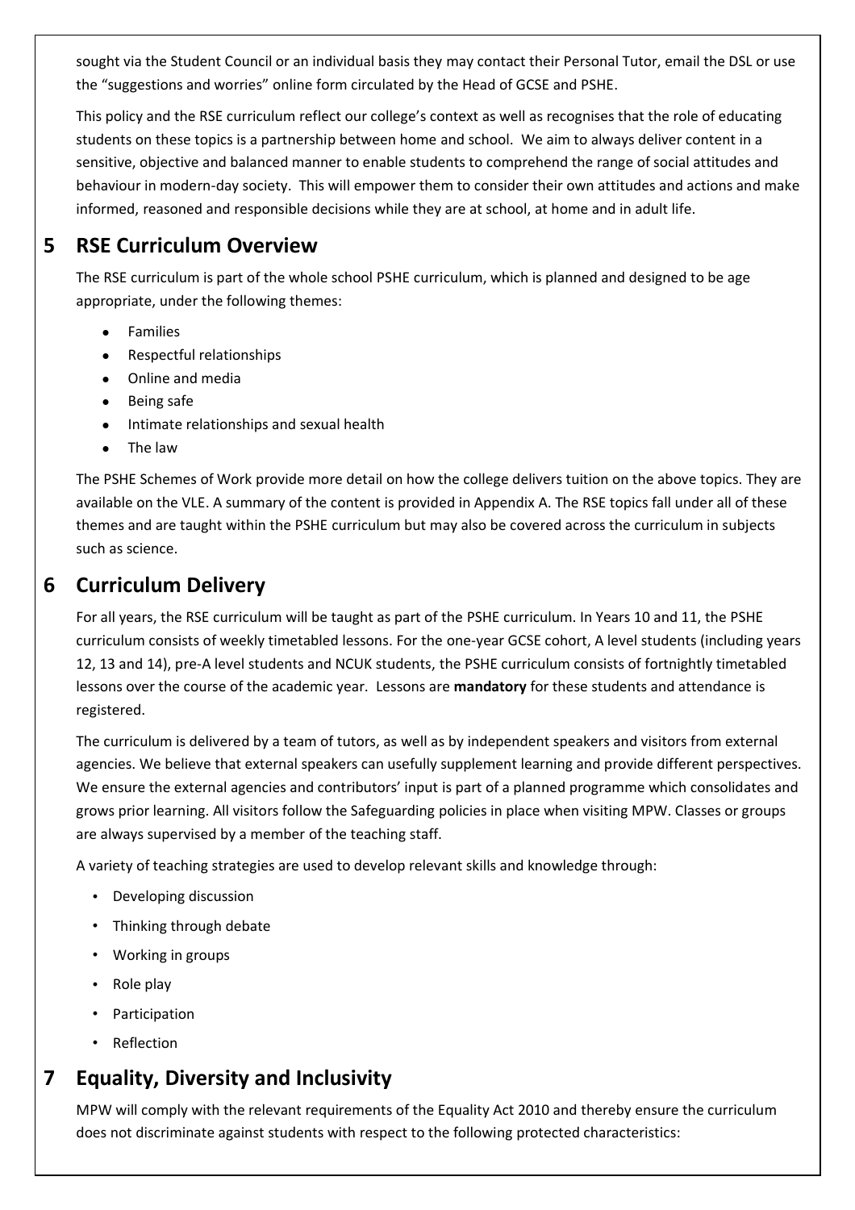sought via the Student Council or an individual basis they may contact their Personal Tutor, email the DSL or use the "suggestions and worries" online form circulated by the Head of GCSE and PSHE.

This policy and the RSE curriculum reflect our college's context as well as recognises that the role of educating students on these topics is a partnership between home and school. We aim to always deliver content in a sensitive, objective and balanced manner to enable students to comprehend the range of social attitudes and behaviour in modern-day society. This will empower them to consider their own attitudes and actions and make informed, reasoned and responsible decisions while they are at school, at home and in adult life.

## 5 RSE Curriculum Overview

The RSE curriculum is part of the whole school PSHE curriculum, which is planned and designed to be age appropriate, under the following themes:

- Families
- Respectful relationships
- Online and media
- Being safe
- Intimate relationships and sexual health
- The law

The PSHE Schemes of Work provide more detail on how the college delivers tuition on the above topics. They are available on the VLE. A summary of the content is provided in Appendix A. The RSE topics fall under all of these themes and are taught within the PSHE curriculum but may also be covered across the curriculum in subjects such as science.

## 6 Curriculum Delivery

For all years, the RSE curriculum will be taught as part of the PSHE curriculum. In Years 10 and 11, the PSHE curriculum consists of weekly timetabled lessons. For the one-year GCSE cohort, A level students (including years 12, 13 and 14), pre-A level students and NCUK students, the PSHE curriculum consists of fortnightly timetabled lessons over the course of the academic year. Lessons are **mandatory** for these students and attendance is registered.

The curriculum is delivered by a team of tutors, as well as by independent speakers and visitors from external agencies. We believe that external speakers can usefully supplement learning and provide different perspectives. We ensure the external agencies and contributors' input is part of a planned programme which consolidates and grows prior learning. All visitors follow the Safeguarding policies in place when visiting MPW. Classes or groups are always supervised by a member of the teaching staff.

A variety of teaching strategies are used to develop relevant skills and knowledge through:

- Developing discussion
- Thinking through debate
- Working in groups
- Role play
- Participation
- Reflection

## 7 Equality, Diversity and Inclusivity

MPW will comply with the relevant requirements of the Equality Act 2010 and thereby ensure the curriculum does not discriminate against students with respect to the following protected characteristics: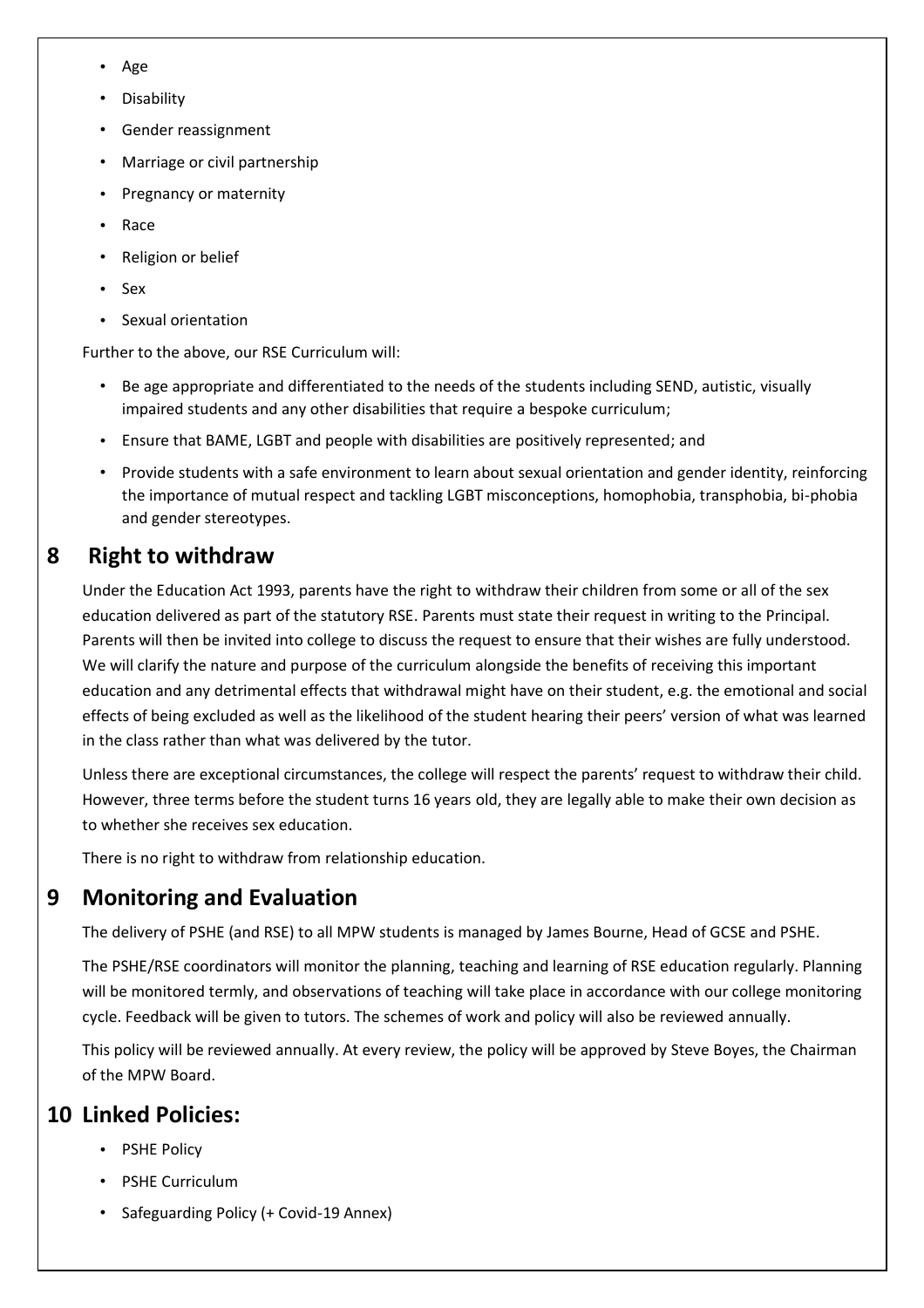- Age
- Disability
- Gender reassignment
- Marriage or civil partnership
- Pregnancy or maternity
- Race
- Religion or belief
- Sex
- Sexual orientation

Further to the above, our RSE Curriculum will:

- Be age appropriate and differentiated to the needs of the students including SEND, autistic, visually impaired students and any other disabilities that require a bespoke curriculum;
- Ensure that BAME, LGBT and people with disabilities are positively represented; and
- Provide students with a safe environment to learn about sexual orientation and gender identity, reinforcing the importance of mutual respect and tackling LGBT misconceptions, homophobia, transphobia, bi-phobia and gender stereotypes.

## 8 Right to withdraw

Under the Education Act 1993, parents have the right to withdraw their children from some or all of the sex education delivered as part of the statutory RSE. Parents must state their request in writing to the Principal. Parents will then be invited into college to discuss the request to ensure that their wishes are fully understood. We will clarify the nature and purpose of the curriculum alongside the benefits of receiving this important education and any detrimental effects that withdrawal might have on their student, e.g. the emotional and social effects of being excluded as well as the likelihood of the student hearing their peers' version of what was learned in the class rather than what was delivered by the tutor.

Unless there are exceptional circumstances, the college will respect the parents' request to withdraw their child. However, three terms before the student turns 16 years old, they are legally able to make their own decision as to whether she receives sex education.

There is no right to withdraw from relationship education.

## 9 Monitoring and Evaluation

The delivery of PSHE (and RSE) to all MPW students is managed by James Bourne, Head of GCSE and PSHE.

The PSHE/RSE coordinators will monitor the planning, teaching and learning of RSE education regularly. Planning will be monitored termly, and observations of teaching will take place in accordance with our college monitoring cycle. Feedback will be given to tutors. The schemes of work and policy will also be reviewed annually.

This policy will be reviewed annually. At every review, the policy will be approved by Steve Boyes, the Chairman of the MPW Board.

## 10 Linked Policies:

- PSHE Policy
- PSHE Curriculum
- Safeguarding Policy (+ Covid-19 Annex)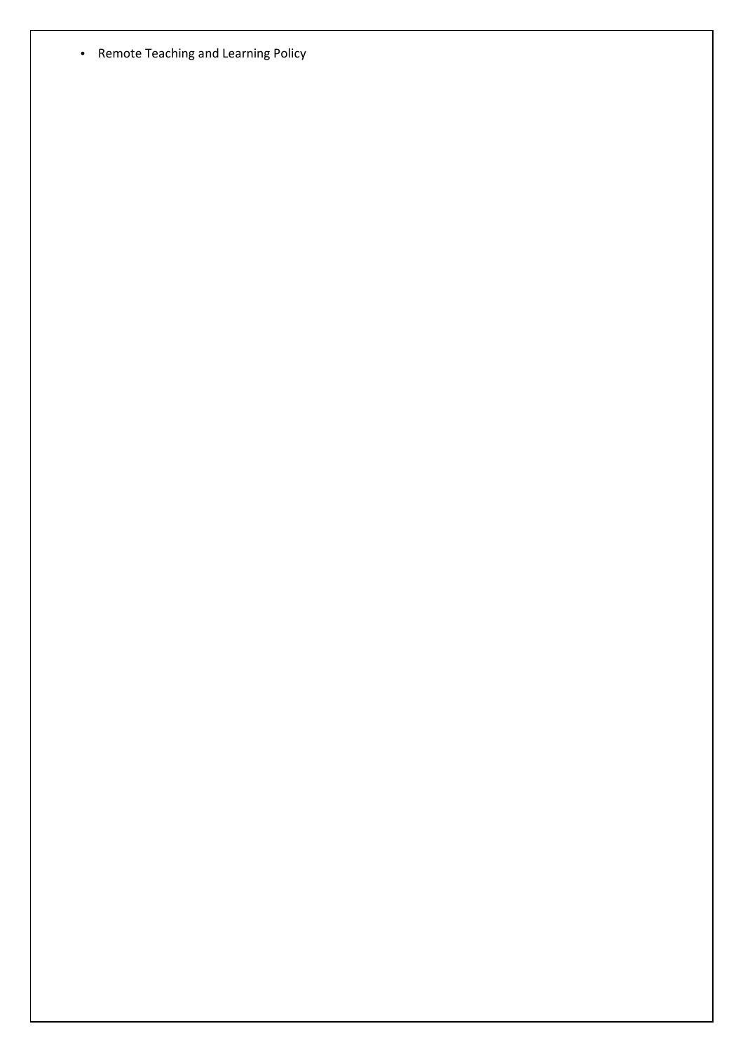- Remote Teaching and Learning Policy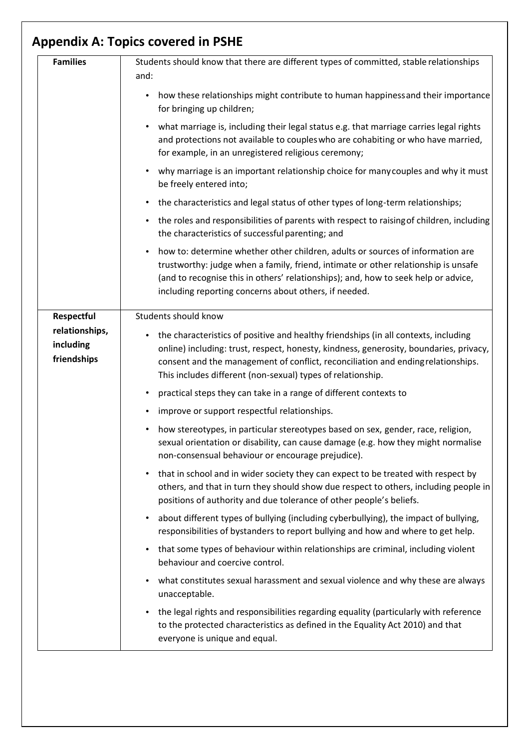## Appendix A: Topics covered in PSHE

| | |
|---|---|
| **Families** | Students should know that there are different types of committed, stable relationships and:<br>• how these relationships might contribute to human happinessand their importance for bringing up children;<br>• what marriage is, including their legal status e.g. that marriage carries legal rights and protections not available to coupleswho are cohabiting or who have married, for example, in an unregistered religious ceremony;<br>• why marriage is an important relationship choice for manycouples and why it must be freely entered into;<br>• the characteristics and legal status of other types of long-term relationships;<br>• the roles and responsibilities of parents with respect to raisingof children, including the characteristics of successful parenting; and<br>• how to: determine whether other children, adults or sources of information are trustworthy: judge when a family, friend, intimate or other relationship is unsafe (and to recognise this in others' relationships); and, how to seek help or advice, including reporting concerns about others, if needed. |
| **Respectful relationships, including friendships** | Students should know<br>• the characteristics of positive and healthy friendships (in all contexts, including online) including: trust, respect, honesty, kindness, generosity, boundaries, privacy, consent and the management of conflict, reconciliation and endingrelationships. This includes different (non-sexual) types of relationship.<br>• practical steps they can take in a range of different contexts to<br>• improve or support respectful relationships.<br>• how stereotypes, in particular stereotypes based on sex, gender, race, religion, sexual orientation or disability, can cause damage (e.g. how they might normalise non-consensual behaviour or encourage prejudice).<br>• that in school and in wider society they can expect to be treated with respect by others, and that in turn they should show due respect to others, including people in positions of authority and due tolerance of other people's beliefs.<br>• about different types of bullying (including cyberbullying), the impact of bullying, responsibilities of bystanders to report bullying and how and where to get help.<br>• that some types of behaviour within relationships are criminal, including violent behaviour and coercive control.<br>• what constitutes sexual harassment and sexual violence and why these are always unacceptable.<br>• the legal rights and responsibilities regarding equality (particularly with reference to the protected characteristics as defined in the Equality Act 2010) and that everyone is unique and equal. |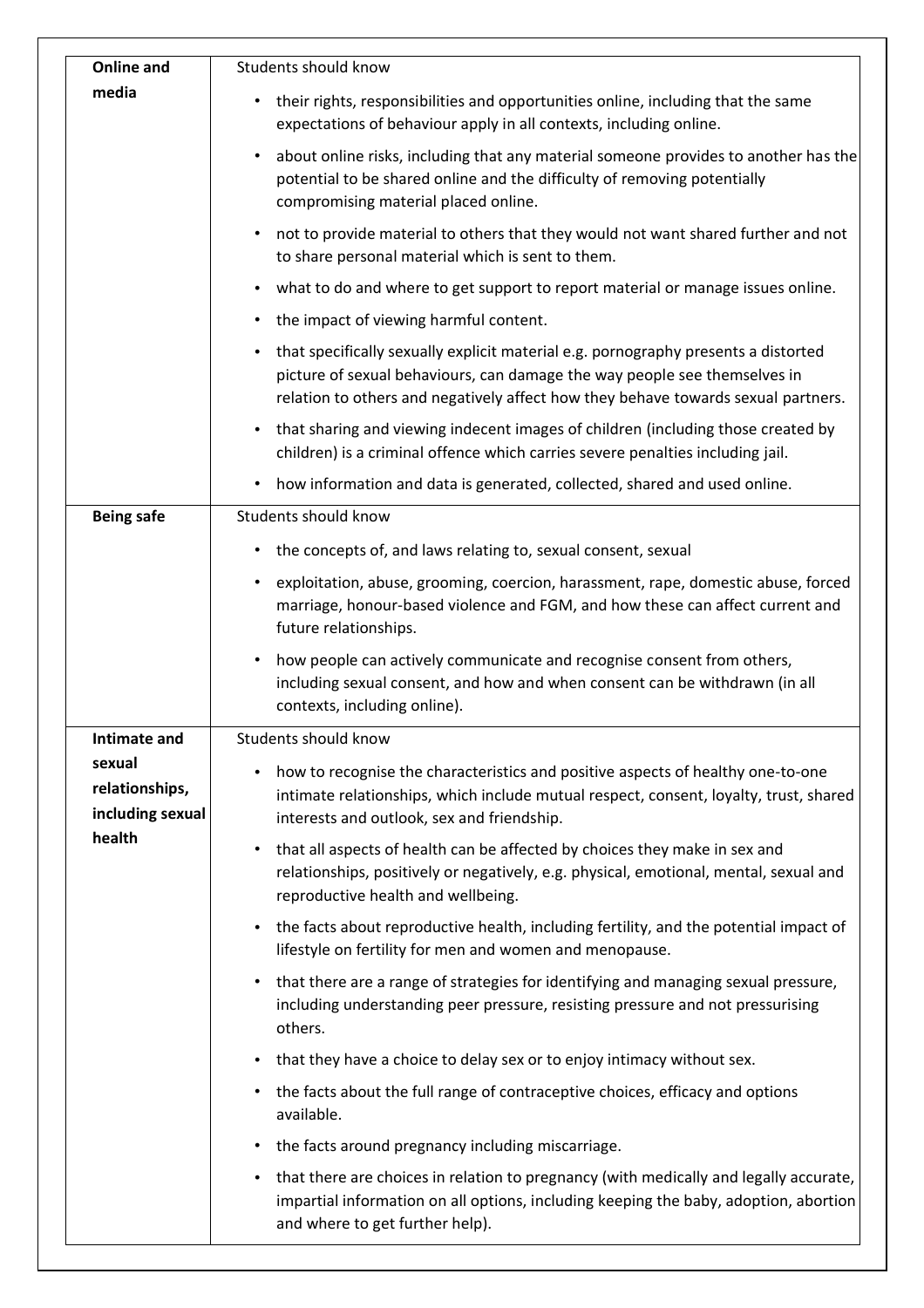| | |
|---|---|
| **Online and media** | Students should know<br>• their rights, responsibilities and opportunities online, including that the same expectations of behaviour apply in all contexts, including online.<br>• about online risks, including that any material someone provides to another has the potential to be shared online and the difficulty of removing potentially compromising material placed online.<br>• not to provide material to others that they would not want shared further and not to share personal material which is sent to them.<br>• what to do and where to get support to report material or manage issues online.<br>• the impact of viewing harmful content.<br>• that specifically sexually explicit material e.g. pornography presents a distorted picture of sexual behaviours, can damage the way people see themselves in relation to others and negatively affect how they behave towards sexual partners.<br>• that sharing and viewing indecent images of children (including those created by children) is a criminal offence which carries severe penalties including jail.<br>• how information and data is generated, collected, shared and used online. |
| **Being safe** | Students should know<br>• the concepts of, and laws relating to, sexual consent, sexual<br>• exploitation, abuse, grooming, coercion, harassment, rape, domestic abuse, forced marriage, honour-based violence and FGM, and how these can affect current and future relationships.<br>• how people can actively communicate and recognise consent from others, including sexual consent, and how and when consent can be withdrawn (in all contexts, including online). |
| **Intimate and sexual relationships, including sexual health** | Students should know<br>• how to recognise the characteristics and positive aspects of healthy one-to-one intimate relationships, which include mutual respect, consent, loyalty, trust, shared interests and outlook, sex and friendship.<br>• that all aspects of health can be affected by choices they make in sex and relationships, positively or negatively, e.g. physical, emotional, mental, sexual and reproductive health and wellbeing.<br>• the facts about reproductive health, including fertility, and the potential impact of lifestyle on fertility for men and women and menopause.<br>• that there are a range of strategies for identifying and managing sexual pressure, including understanding peer pressure, resisting pressure and not pressurising others.<br>• that they have a choice to delay sex or to enjoy intimacy without sex.<br>• the facts about the full range of contraceptive choices, efficacy and options available.<br>• the facts around pregnancy including miscarriage.<br>• that there are choices in relation to pregnancy (with medically and legally accurate, impartial information on all options, including keeping the baby, adoption, abortion and where to get further help). |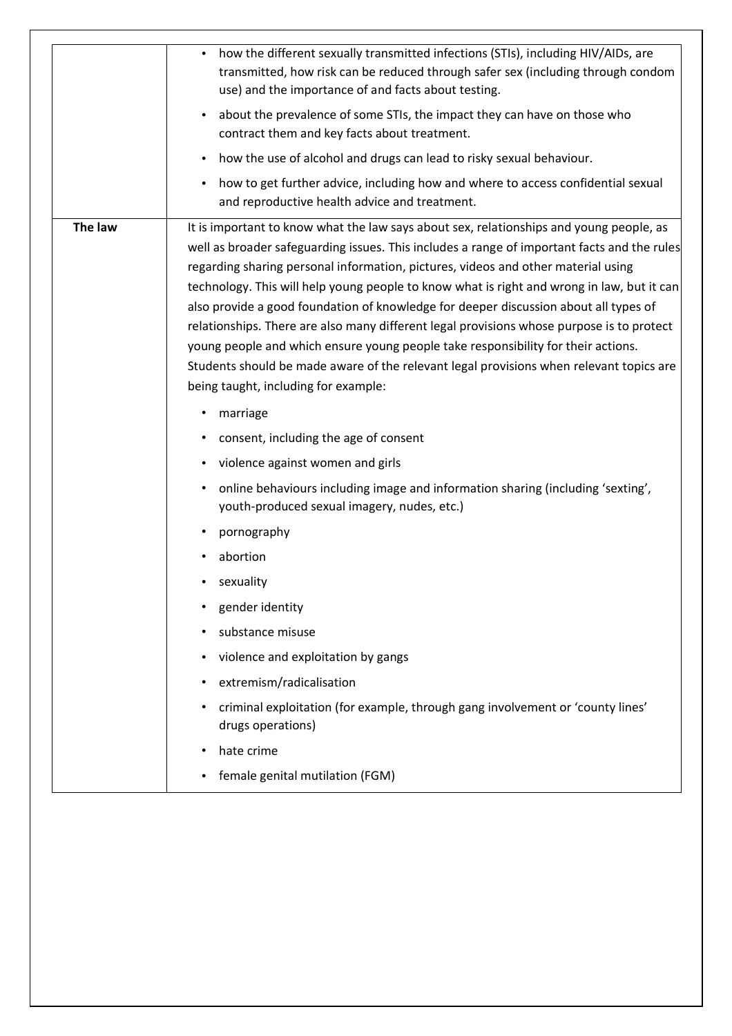| | |
|---|---|
| | • how the different sexually transmitted infections (STIs), including HIV/AIDs, are transmitted, how risk can be reduced through safer sex (including through condom use) and the importance of and facts about testing.<br><br>• about the prevalence of some STIs, the impact they can have on those who contract them and key facts about treatment.<br><br>• how the use of alcohol and drugs can lead to risky sexual behaviour.<br><br>• how to get further advice, including how and where to access confidential sexual and reproductive health advice and treatment. |
| **The law** | It is important to know what the law says about sex, relationships and young people, as well as broader safeguarding issues. This includes a range of important facts and the rules regarding sharing personal information, pictures, videos and other material using technology. This will help young people to know what is right and wrong in law, but it can also provide a good foundation of knowledge for deeper discussion about all types of relationships. There are also many different legal provisions whose purpose is to protect young people and which ensure young people take responsibility for their actions. Students should be made aware of the relevant legal provisions when relevant topics are being taught, including for example:<br><br>• marriage<br>• consent, including the age of consent<br>• violence against women and girls<br>• online behaviours including image and information sharing (including 'sexting', youth-produced sexual imagery, nudes, etc.)<br>• pornography<br>• abortion<br>• sexuality<br>• gender identity<br>• substance misuse<br>• violence and exploitation by gangs<br>• extremism/radicalisation<br>• criminal exploitation (for example, through gang involvement or 'county lines' drugs operations)<br>• hate crime<br>• female genital mutilation (FGM) |